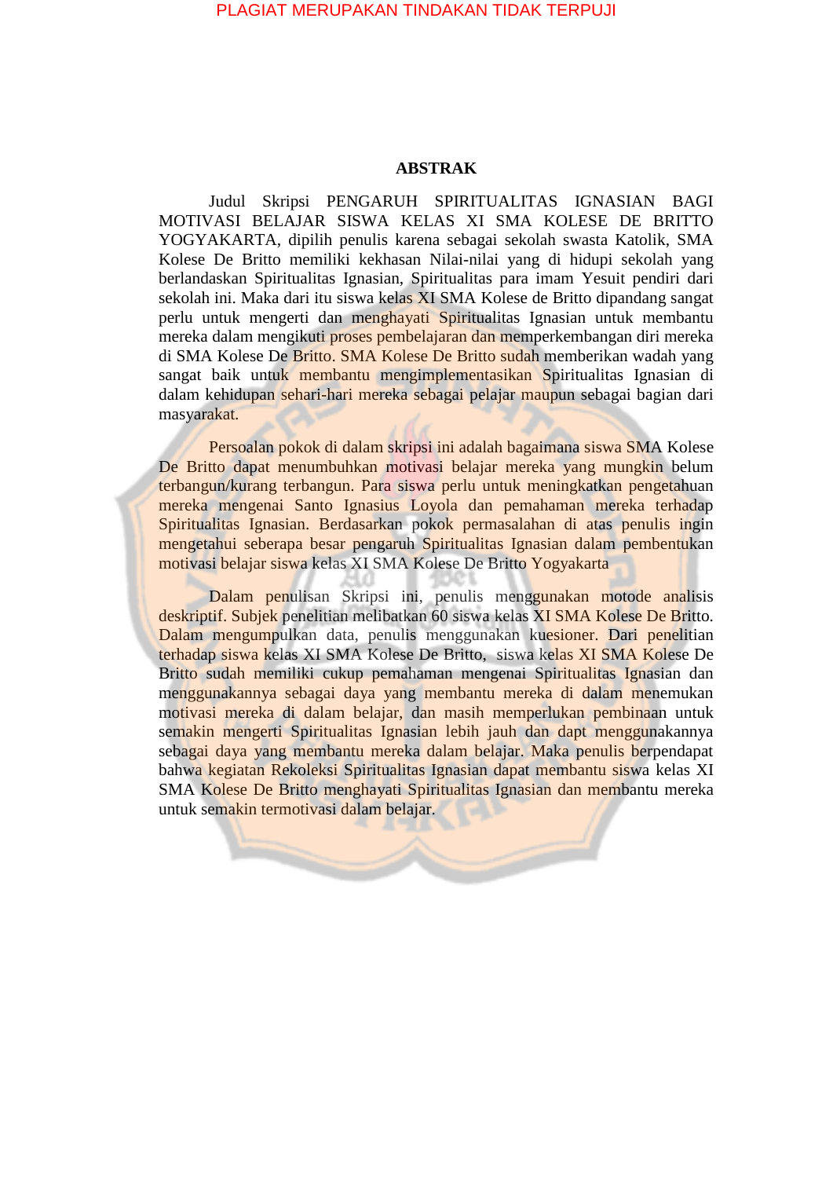# ABSTRAK

Judul Skripsi PENGARUH SPIRITUALITAS IGNASIAN BAGI MOTIVASI BELAJAR SISWA KELAS XI SMA KOLESE DE BRITTO YOGYAKARTA, dipilih penulis karena sebagai sekolah swasta Katolik, SMA Kolese De Britto memiliki kekhasan Nilai-nilai yang di hidupi sekolah yang berlandaskan Spiritualitas Ignasian, Spiritualitas para imam Yesuit pendiri dari sekolah ini. Maka dari itu siswa kelas XI SMA Kolese de Britto dipandang sangat perlu untuk mengerti dan menghayati Spiritualitas Ignasian untuk membantu mereka dalam mengikuti proses pembelajaran dan memperkembangan diri mereka di SMA Kolese De Britto. SMA Kolese De Britto sudah memberikan wadah yang sangat baik untuk membantu mengimplementasikan Spiritualitas Ignasian di dalam kehidupan sehari-hari mereka sebagai pelajar maupun sebagai bagian dari masyarakat.

Persoalan pokok di dalam skripsi ini adalah bagaimana siswa SMA Kolese De Britto dapat menumbuhkan motivasi belajar mereka yang mungkin belum terbangun/kurang terbangun. Para siswa perlu untuk meningkatkan pengetahuan mereka mengenai Santo Ignasius Loyola dan pemahaman mereka terhadap Spiritualitas Ignasian. Berdasarkan pokok permasalahan di atas penulis ingin mengetahui seberapa besar pengaruh Spiritualitas Ignasian dalam pembentukan motivasi belajar siswa kelas XI SMA Kolese De Britto Yogyakarta

Dalam penulisan Skripsi ini, penulis menggunakan motode analisis deskriptif. Subjek penelitian melibatkan 60 siswa kelas XI SMA Kolese De Britto. Dalam mengumpulkan data, penulis menggunakan kuesioner. Dari penelitian terhadap siswa kelas XI SMA Kolese De Britto, siswa kelas XI SMA Kolese De Britto sudah memiliki cukup pemahaman mengenai Spiritualitas Ignasian dan menggunakannya sebagai daya yang membantu mereka di dalam menemukan motivasi mereka di dalam belajar, dan masih memperlukan pembinaan untuk semakin mengerti Spiritualitas Ignasian lebih jauh dan dapt menggunakannya sebagai daya yang membantu mereka dalam belajar. Maka penulis berpendapat bahwa kegiatan Rekoleksi Spiritualitas Ignasian dapat membantu siswa kelas XI SMA Kolese De Britto menghayati Spiritualitas Ignasian dan membantu mereka untuk semakin termotivasi dalam belajar.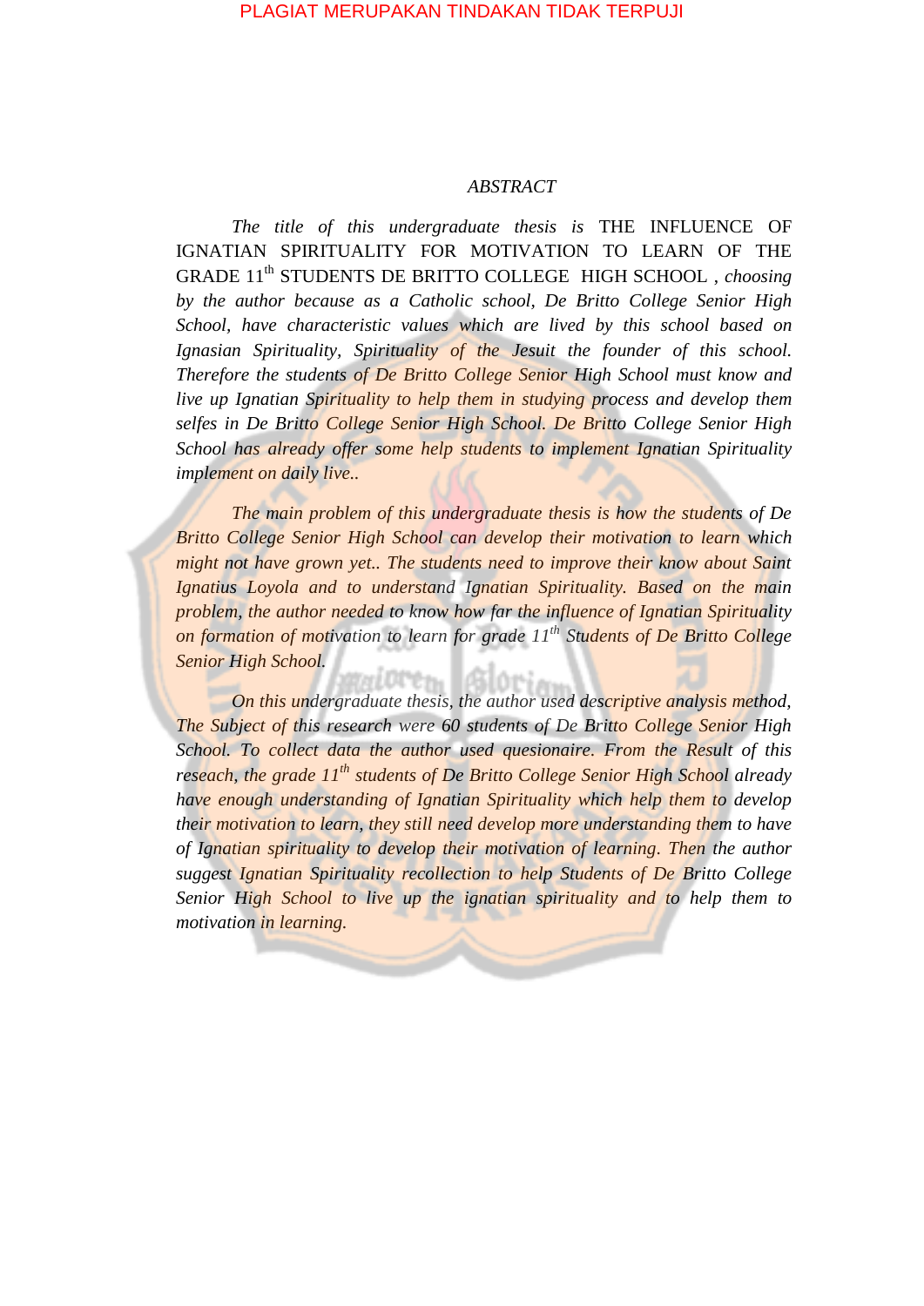*ABSTRACT*

*The title of this undergraduate thesis is* THE INFLUENCE OF IGNATIAN SPIRITUALITY FOR MOTIVATION TO LEARN OF THE GRADE 11$^{th}$ STUDENTS DE BRITTO COLLEGE HIGH SCHOOL , *choosing by the author because as a Catholic school, De Britto College Senior High School, have characteristic values which are lived by this school based on Ignasian Spirituality, Spirituality of the Jesuit the founder of this school. Therefore the students of De Britto College Senior High School must know and live up Ignatian Spirituality to help them in studying process and develop them selfes in De Britto College Senior High School. De Britto College Senior High School has already offer some help students to implement Ignatian Spirituality implement on daily live..*

*The main problem of this undergraduate thesis is how the students of De Britto College Senior High School can develop their motivation to learn which might not have grown yet.. The students need to improve their know about Saint Ignatius Loyola and to understand Ignatian Spirituality. Based on the main problem, the author needed to know how far the influence of Ignatian Spirituality on formation of motivation to learn for grade 11$^{th}$ Students of De Britto College Senior High School.*

*On this undergraduate thesis, the author used descriptive analysis method, The Subject of this research were 60 students of De Britto College Senior High School. To collect data the author used quesionaire. From the Result of this reseach, the grade 11$^{th}$ students of De Britto College Senior High School already have enough understanding of Ignatian Spirituality which help them to develop their motivation to learn, they still need develop more understanding them to have of Ignatian spirituality to develop their motivation of learning. Then the author suggest Ignatian Spirituality recollection to help Students of De Britto College Senior High School to live up the ignatian spirituality and to help them to motivation in learning.*